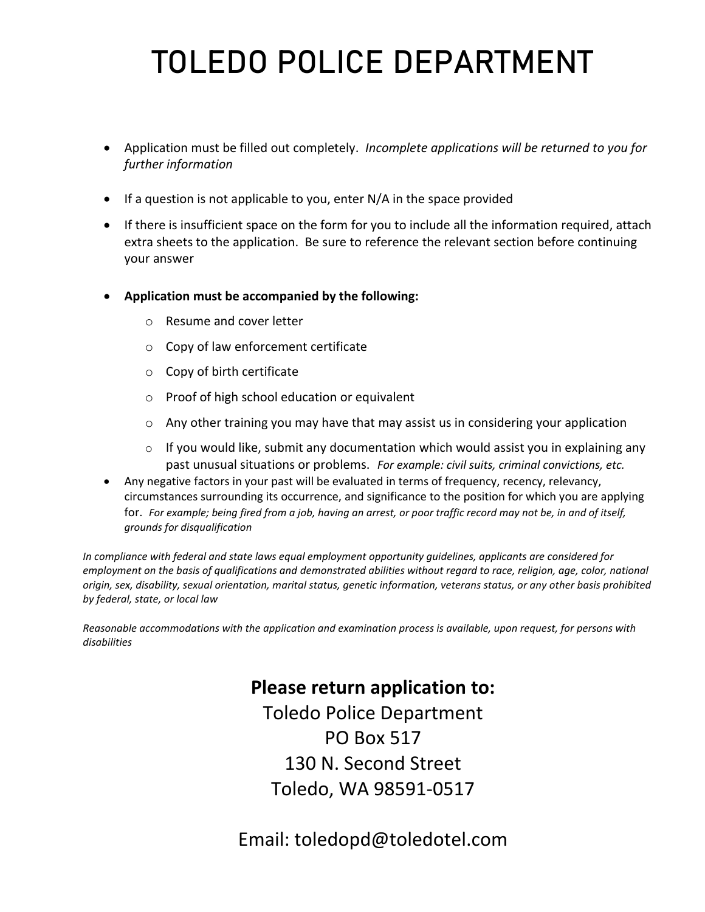# TOLEDO POLICE DEPARTMENT

- Application must be filled out completely. *Incomplete applications will be returned to you for further information*
- If a question is not applicable to you, enter N/A in the space provided
- If there is insufficient space on the form for you to include all the information required, attach extra sheets to the application. Be sure to reference the relevant section before continuing your answer
- **Application must be accompanied by the following:**
  - Resume and cover letter
  - Copy of law enforcement certificate
  - Copy of birth certificate
  - Proof of high school education or equivalent
  - Any other training you may have that may assist us in considering your application
  - If you would like, submit any documentation which would assist you in explaining any past unusual situations or problems. *For example: civil suits, criminal convictions, etc.*
- Any negative factors in your past will be evaluated in terms of frequency, recency, relevancy, circumstances surrounding its occurrence, and significance to the position for which you are applying for. *For example; being fired from a job, having an arrest, or poor traffic record may not be, in and of itself, grounds for disqualification*

*In compliance with federal and state laws equal employment opportunity guidelines, applicants are considered for employment on the basis of qualifications and demonstrated abilities without regard to race, religion, age, color, national origin, sex, disability, sexual orientation, marital status, genetic information, veterans status, or any other basis prohibited by federal, state, or local law*

*Reasonable accommodations with the application and examination process is available, upon request, for persons with disabilities*

**Please return application to:**

Toledo Police Department
PO Box 517
130 N. Second Street
Toledo, WA 98591-0517

Email: toledopd@toledotel.com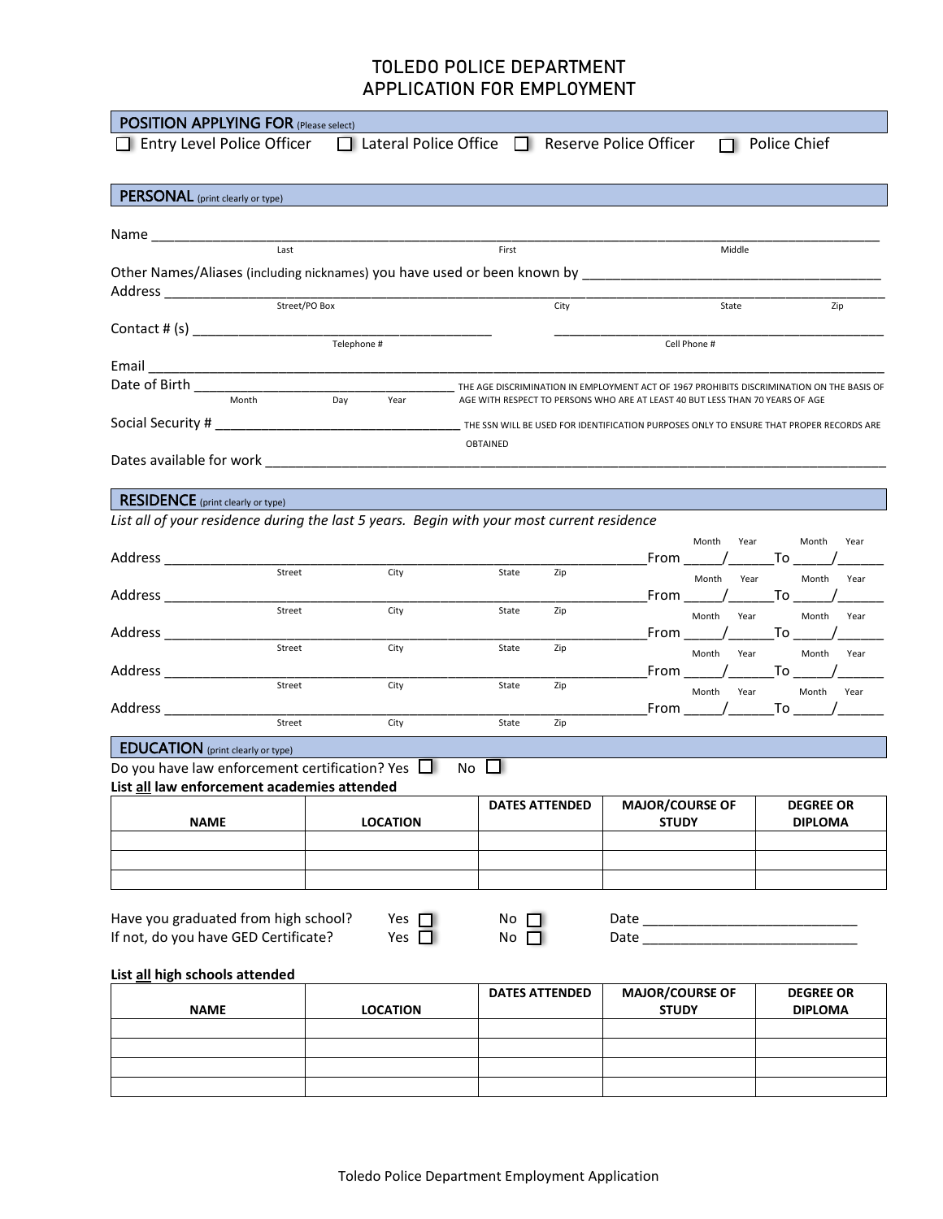# TOLEDO POLICE DEPARTMENT
# APPLICATION FOR EMPLOYMENT

## POSITION APPLYING FOR (Please select)

☐ Entry Level Police Officer ☐ Lateral Police Office ☐ Reserve Police Officer ☐ Police Chief

## PERSONAL (print clearly or type)

Name ___________________________________________________________________
Last First Middle

Other Names/Aliases (including nicknames) you have used or been known by ___________________________

Address ___________________________________________________________________
Street/PO Box City State Zip

Contact # (s) ______________________________ ______________________________
Telephone # Cell Phone #

Email ___________________________________________________________________

Date of Birth ______________________________ THE AGE DISCRIMINATION IN EMPLOYMENT ACT OF 1967 PROHIBITS DISCRIMINATION ON THE BASIS OF AGE WITH RESPECT TO PERSONS WHO ARE AT LEAST 40 BUT LESS THAN 70 YEARS OF AGE
Month Day Year

Social Security # ______________________________ THE SSN WILL BE USED FOR IDENTIFICATION PURPOSES ONLY TO ENSURE THAT PROPER RECORDS ARE OBTAINED

Dates available for work ___________________________________________________________________

## RESIDENCE (print clearly or type)

*List all of your residence during the last 5 years. Begin with your most current residence*

Address ___________________________________________________ From _____/______ To _____/______
Street City State Zip (Month Year) (Month Year)

Address ___________________________________________________ From _____/______ To _____/______
Street City State Zip (Month Year) (Month Year)

Address ___________________________________________________ From _____/______ To _____/______
Street City State Zip (Month Year) (Month Year)

Address ___________________________________________________ From _____/______ To _____/______
Street City State Zip (Month Year) (Month Year)

Address ___________________________________________________ From _____/______ To _____/______
Street City State Zip (Month Year) (Month Year)

## EDUCATION (print clearly or type)

Do you have law enforcement certification? Yes ☐ No ☐

**List all law enforcement academies attended**

| NAME | LOCATION | DATES ATTENDED | MAJOR/COURSE OF STUDY | DEGREE OR DIPLOMA |
|---|---|---|---|---|
| | | | | |
| | | | | |
| | | | | |

Have you graduated from high school? Yes ☐ No ☐ Date ______________________

If not, do you have GED Certificate? Yes ☐ No ☐ Date ______________________

**List all high schools attended**

| NAME | LOCATION | DATES ATTENDED | MAJOR/COURSE OF STUDY | DEGREE OR DIPLOMA |
|---|---|---|---|---|
| | | | | |
| | | | | |
| | | | | |
| | | | | |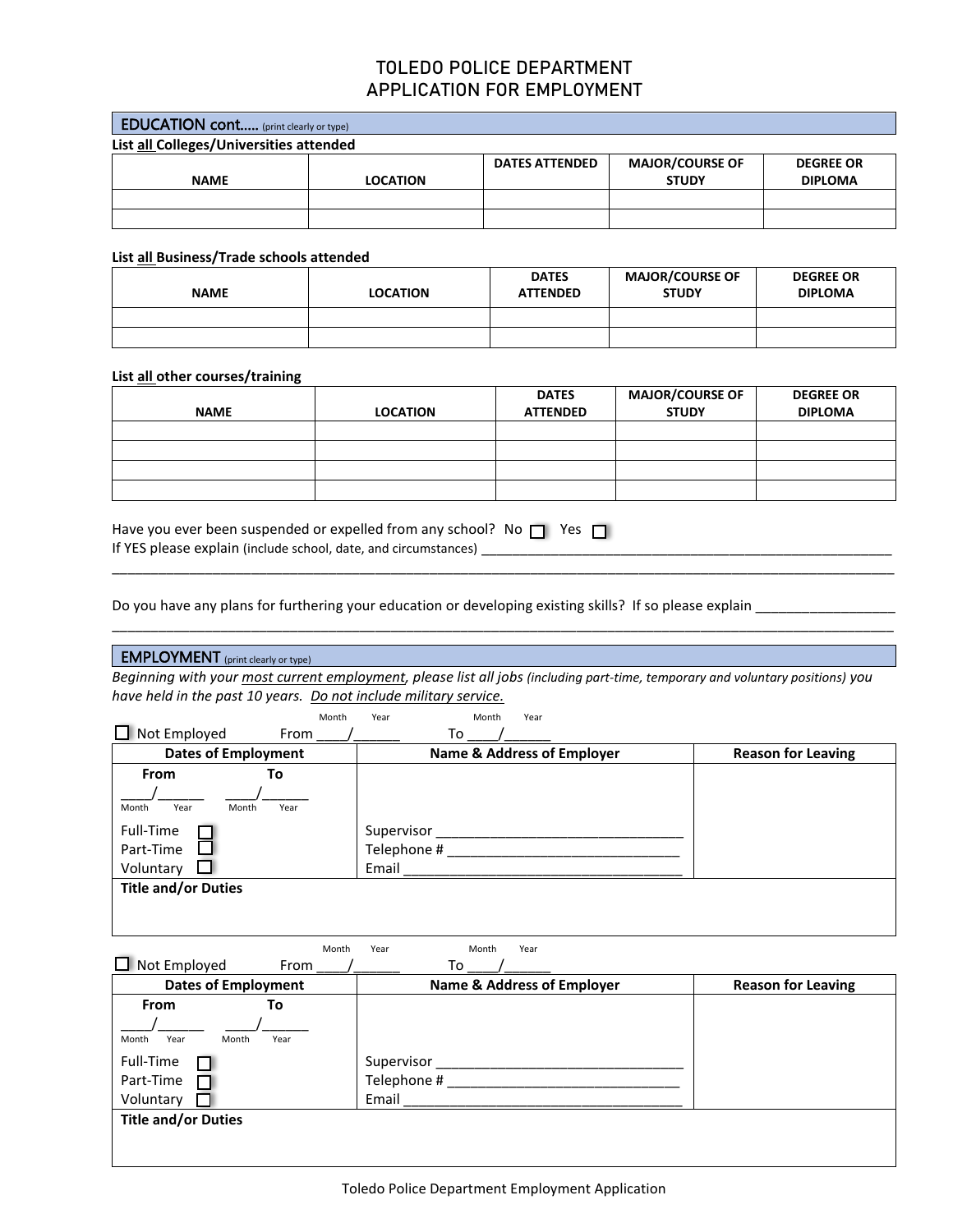# TOLEDO POLICE DEPARTMENT
# APPLICATION FOR EMPLOYMENT

## EDUCATION cont….. (print clearly or type)

**List all Colleges/Universities attended**

| NAME | LOCATION | DATES ATTENDED | MAJOR/COURSE OF STUDY | DEGREE OR DIPLOMA |
|---|---|---|---|---|
| | | | | |
| | | | | |

**List all Business/Trade schools attended**

| NAME | LOCATION | DATES ATTENDED | MAJOR/COURSE OF STUDY | DEGREE OR DIPLOMA |
|---|---|---|---|---|
| | | | | |
| | | | | |

**List all other courses/training**

| NAME | LOCATION | DATES ATTENDED | MAJOR/COURSE OF STUDY | DEGREE OR DIPLOMA |
|---|---|---|---|---|
| | | | | |
| | | | | |
| | | | | |
| | | | | |

Have you ever been suspended or expelled from any school? No ☐ Yes ☐
If YES please explain (include school, date, and circumstances) ________________________________________________________
______________________________________________________________________________________________________

Do you have any plans for furthering your education or developing existing skills? If so please explain __________________
______________________________________________________________________________________________________

## EMPLOYMENT (print clearly or type)

*Beginning with your most current employment, please list all jobs (including part-time, temporary and voluntary positions) you have held in the past 10 years. Do not include military service.*

☐ Not Employed From ____/______ (Month/Year) To ____/______ (Month/Year)

| Dates of Employment | Name & Address of Employer | Reason for Leaving |
|---|---|---|
| From ____/______ (Month/Year) To ____/______ (Month/Year)<br>Full-Time ☐<br>Part-Time ☐<br>Voluntary ☐ | <br><br>Supervisor ________________________________<br>Telephone # ______________________________<br>Email ____________________________________ | |
| **Title and/or Duties** | | |

☐ Not Employed From ____/______ (Month/Year) To ____/______ (Month/Year)

| Dates of Employment | Name & Address of Employer | Reason for Leaving |
|---|---|---|
| From ____/______ (Month/Year) To ____/______ (Month/Year)<br>Full-Time ☐<br>Part-Time ☐<br>Voluntary ☐ | <br><br>Supervisor ________________________________<br>Telephone # ______________________________<br>Email ____________________________________ | |
| **Title and/or Duties** | | |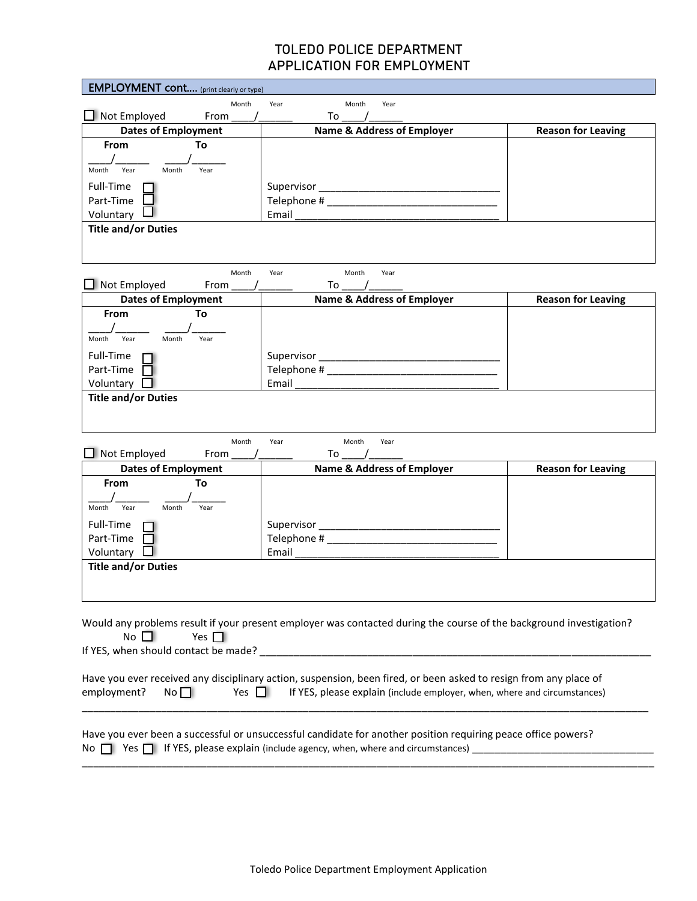# TOLEDO POLICE DEPARTMENT
# APPLICATION FOR EMPLOYMENT

**EMPLOYMENT cont….** (print clearly or type)

☐ Not Employed From ____/______ To ____/______ (Month / Year)

| Dates of Employment | Name & Address of Employer | Reason for Leaving |
|---|---|---|
| **From** ____/______ (Month / Year) **To** ____/______ (Month / Year) | | |
| Full-Time ☐<br>Part-Time ☐<br>Voluntary ☐ | Supervisor ________________________________<br>Telephone # ______________________________<br>Email _____________________________________ | |
| **Title and/or Duties** | | |

☐ Not Employed From ____/______ To ____/______ (Month / Year)

| Dates of Employment | Name & Address of Employer | Reason for Leaving |
|---|---|---|
| **From** ____/______ (Month / Year) **To** ____/______ (Month / Year) | | |
| Full-Time ☐<br>Part-Time ☐<br>Voluntary ☐ | Supervisor ________________________________<br>Telephone # ______________________________<br>Email _____________________________________ | |
| **Title and/or Duties** | | |

☐ Not Employed From ____/______ To ____/______ (Month / Year)

| Dates of Employment | Name & Address of Employer | Reason for Leaving |
|---|---|---|
| **From** ____/______ (Month / Year) **To** ____/______ (Month / Year) | | |
| Full-Time ☐<br>Part-Time ☐<br>Voluntary ☐ | Supervisor ________________________________<br>Telephone # ______________________________<br>Email _____________________________________ | |
| **Title and/or Duties** | | |

Would any problems result if your present employer was contacted during the course of the background investigation?
No ☐ Yes ☐
If YES, when should contact be made? ______________________________________________________________________

Have you ever received any disciplinary action, suspension, been fired, or been asked to resign from any place of employment? No ☐ Yes ☐ If YES, please explain (include employer, when, where and circumstances)
_____________________________________________________________________________________________________

Have you ever been a successful or unsuccessful candidate for another position requiring peace office powers?
No ☐ Yes ☐ If YES, please explain (include agency, when, where and circumstances) ________________________________
_____________________________________________________________________________________________________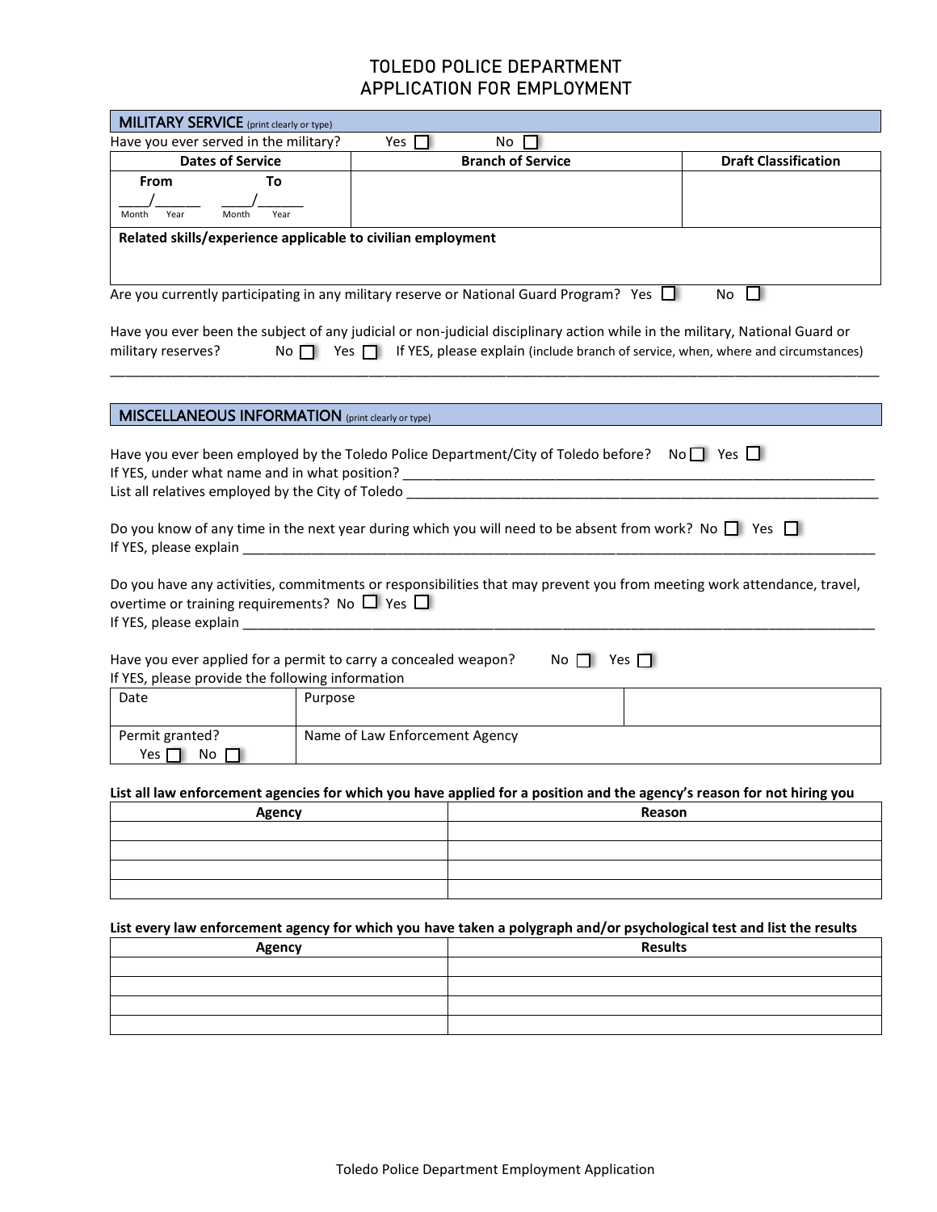# TOLEDO POLICE DEPARTMENT
# APPLICATION FOR EMPLOYMENT

## MILITARY SERVICE (print clearly or type)

Have you ever served in the military? Yes ☐ No ☐

| Dates of Service | Branch of Service | Draft Classification |
|---|---|---|
| From ____/______ (Month Year) To ____/______ (Month Year) | | |
| **Related skills/experience applicable to civilian employment** | | |

Are you currently participating in any military reserve or National Guard Program? Yes ☐ No ☐

Have you ever been the subject of any judicial or non-judicial disciplinary action while in the military, National Guard or military reserves? No ☐ Yes ☐ If YES, please explain (include branch of service, when, where and circumstances)

______________________________________________________________________________________________

## MISCELLANEOUS INFORMATION (print clearly or type)

Have you ever been employed by the Toledo Police Department/City of Toledo before? No ☐ Yes ☐

If YES, under what name and in what position? ____________________________________________

List all relatives employed by the City of Toledo ____________________________________________

Do you know of any time in the next year during which you will need to be absent from work? No ☐ Yes ☐

If YES, please explain ____________________________________________

Do you have any activities, commitments or responsibilities that may prevent you from meeting work attendance, travel, overtime or training requirements? No ☐ Yes ☐

If YES, please explain ____________________________________________

Have you ever applied for a permit to carry a concealed weapon? No ☐ Yes ☐

If YES, please provide the following information

| Date | Purpose | |
|---|---|---|
| Permit granted? Yes ☐ No ☐ | Name of Law Enforcement Agency | |

**List all law enforcement agencies for which you have applied for a position and the agency's reason for not hiring you**

| Agency | Reason |
|---|---|
| | |
| | |
| | |
| | |

**List every law enforcement agency for which you have taken a polygraph and/or psychological test and list the results**

| Agency | Results |
|---|---|
| | |
| | |
| | |
| | |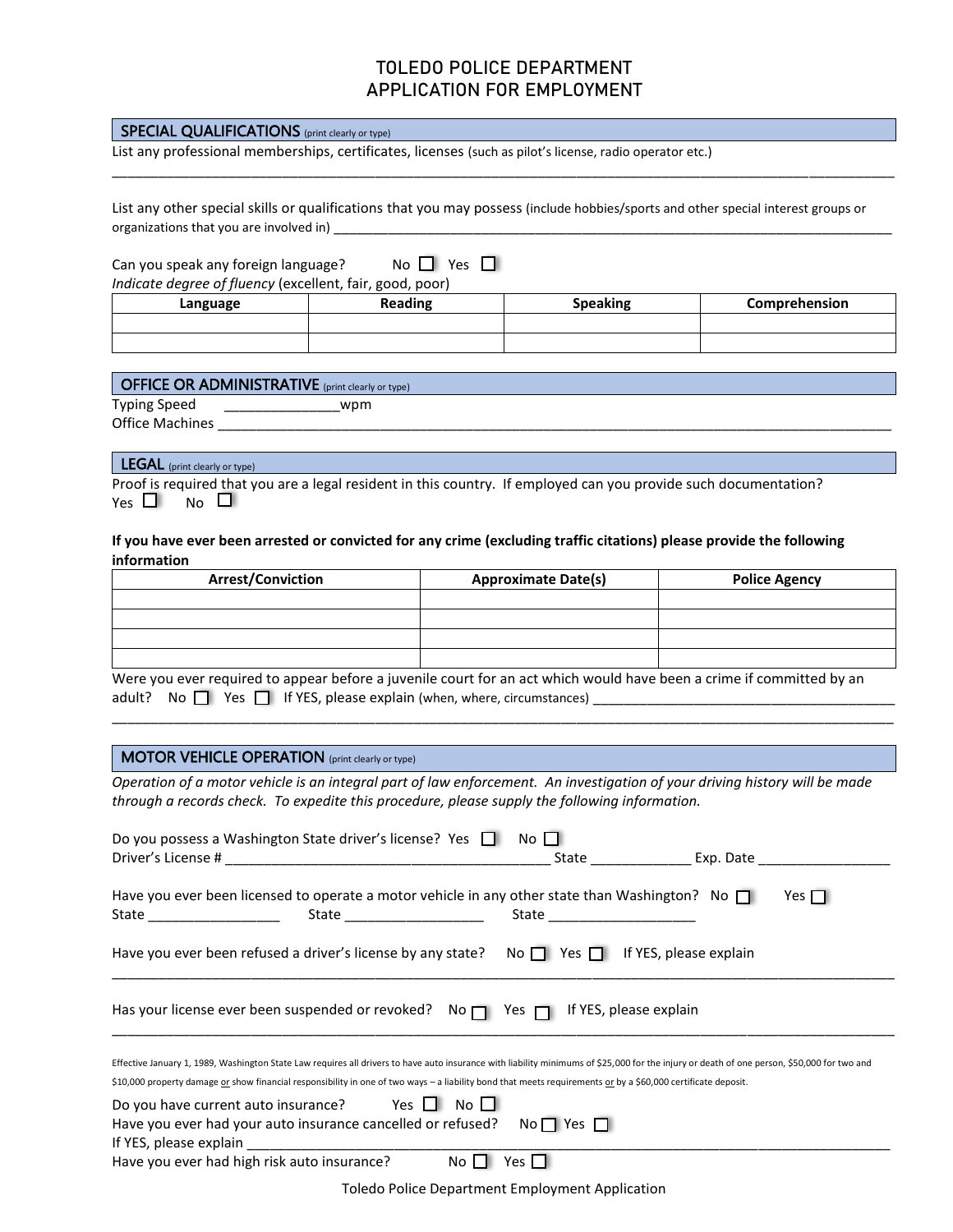# TOLEDO POLICE DEPARTMENT
# APPLICATION FOR EMPLOYMENT

## SPECIAL QUALIFICATIONS (print clearly or type)

List any professional memberships, certificates, licenses (such as pilot's license, radio operator etc.)

______________________________________________________________________________________________

List any other special skills or qualifications that you may possess (include hobbies/sports and other special interest groups or organizations that you are involved in) ______________________________________________________________________________

Can you speak any foreign language? No ☐ Yes ☐

*Indicate degree of fluency* (excellent, fair, good, poor)

| Language | Reading | Speaking | Comprehension |
|---|---|---|---|
| | | | |
| | | | |

## OFFICE OR ADMINISTRATIVE (print clearly or type)

Typing Speed _______________wpm

Office Machines ______________________________________________________________________________

## LEGAL (print clearly or type)

Proof is required that you are a legal resident in this country. If employed can you provide such documentation?

Yes ☐ No ☐

**If you have ever been arrested or convicted for any crime (excluding traffic citations) please provide the following information**

| Arrest/Conviction | Approximate Date(s) | Police Agency |
|---|---|---|
| | | |
| | | |
| | | |
| | | |

Were you ever required to appear before a juvenile court for an act which would have been a crime if committed by an adult? No ☐ Yes ☐ If YES, please explain (when, where, circumstances) ________________________________________

______________________________________________________________________________________________

## MOTOR VEHICLE OPERATION (print clearly or type)

*Operation of a motor vehicle is an integral part of law enforcement. An investigation of your driving history will be made through a records check. To expedite this procedure, please supply the following information.*

Do you possess a Washington State driver's license? Yes ☐ No ☐

Driver's License # __________________________________________ State _____________ Exp. Date _________________

Have you ever been licensed to operate a motor vehicle in any other state than Washington? No ☐ Yes ☐

State _________________ State __________________ State ___________________

Have you ever been refused a driver's license by any state? No ☐ Yes ☐ If YES, please explain

______________________________________________________________________________________________

Has your license ever been suspended or revoked? No ☐ Yes ☐ If YES, please explain

______________________________________________________________________________________________

Effective January 1, 1989, Washington State Law requires all drivers to have auto insurance with liability minimums of $25,000 for the injury or death of one person, $50,000 for two and $10,000 property damage or show financial responsibility in one of two ways – a liability bond that meets requirements or by a $60,000 certificate deposit.

Do you have current auto insurance? Yes ☐ No ☐

Have you ever had your auto insurance cancelled or refused? No ☐ Yes ☐

If YES, please explain ______________________________________________________________________________

Have you ever had high risk auto insurance? No ☐ Yes ☐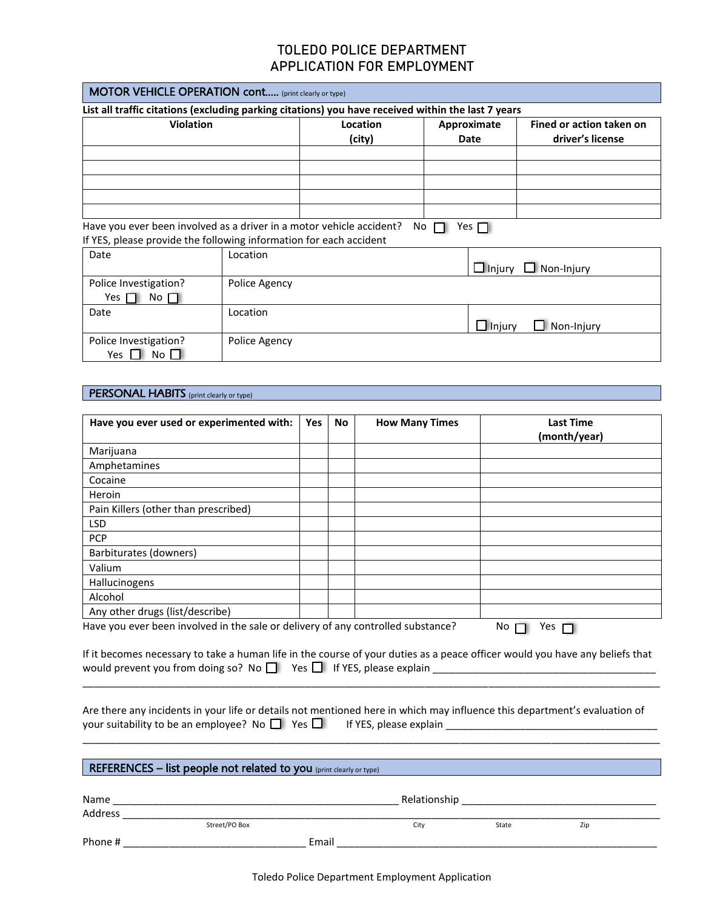# TOLEDO POLICE DEPARTMENT
# APPLICATION FOR EMPLOYMENT

## MOTOR VEHICLE OPERATION cont….. (print clearly or type)

**List all traffic citations (excluding parking citations) you have received within the last 7 years**

| Violation | Location (city) | Approximate Date | Fined or action taken on driver's license |
|---|---|---|---|
| | | | |
| | | | |
| | | | |
| | | | |
| | | | |

Have you ever been involved as a driver in a motor vehicle accident? No ☐ Yes ☐

If YES, please provide the following information for each accident

| Date | Location | ☐ Injury ☐ Non-Injury |
|---|---|---|
| Police Investigation? Yes ☐ No ☐ | Police Agency | |
| Date | Location | ☐ Injury ☐ Non-Injury |
| Police Investigation? Yes ☐ No ☐ | Police Agency | |

## PERSONAL HABITS (print clearly or type)

| Have you ever used or experimented with: | Yes | No | How Many Times | Last Time (month/year) |
|---|---|---|---|---|
| Marijuana | | | | |
| Amphetamines | | | | |
| Cocaine | | | | |
| Heroin | | | | |
| Pain Killers (other than prescribed) | | | | |
| LSD | | | | |
| PCP | | | | |
| Barbiturates (downers) | | | | |
| Valium | | | | |
| Hallucinogens | | | | |
| Alcohol | | | | |
| Any other drugs (list/describe) | | | | |

Have you ever been involved in the sale or delivery of any controlled substance? No ☐ Yes ☐

If it becomes necessary to take a human life in the course of your duties as a peace officer would you have any beliefs that would prevent you from doing so? No ☐ Yes ☐ If YES, please explain ________________________________________
_____________________________________________________________________________________________

Are there any incidents in your life or details not mentioned here in which may influence this department's evaluation of your suitability to be an employee? No ☐ Yes ☐ If YES, please explain ______________________________________
_____________________________________________________________________________________________

## REFERENCES – list people not related to you (print clearly or type)

Name __________________________________________________ Relationship ___________________________________

Address _________________________________________________________________________________________
Street/PO Box City State Zip

Phone # ________________________________ Email _________________________________________________________

Toledo Police Department Employment Application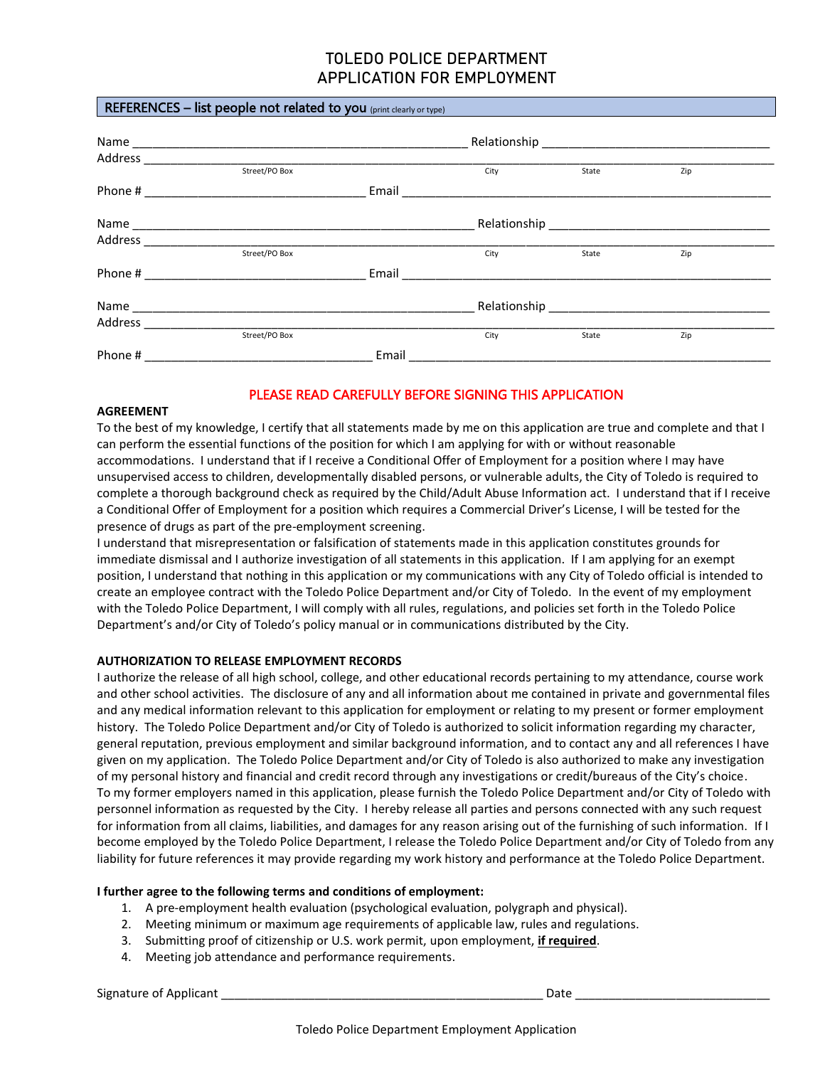# TOLEDO POLICE DEPARTMENT
# APPLICATION FOR EMPLOYMENT

## REFERENCES – list people not related to you (print clearly or type)

Name ________________________________________________ Relationship ________________________________
Address ___________________________________________________________________________________________
Street/PO Box City State Zip
Phone # ________________________________ Email ____________________________________________________

Name ________________________________________________ Relationship ________________________________
Address ___________________________________________________________________________________________
Street/PO Box City State Zip
Phone # ________________________________ Email ____________________________________________________

Name ________________________________________________ Relationship ________________________________
Address ___________________________________________________________________________________________
Street/PO Box City State Zip
Phone # ________________________________ Email ____________________________________________________

PLEASE READ CAREFULLY BEFORE SIGNING THIS APPLICATION

**AGREEMENT**

To the best of my knowledge, I certify that all statements made by me on this application are true and complete and that I can perform the essential functions of the position for which I am applying for with or without reasonable accommodations. I understand that if I receive a Conditional Offer of Employment for a position where I may have unsupervised access to children, developmentally disabled persons, or vulnerable adults, the City of Toledo is required to complete a thorough background check as required by the Child/Adult Abuse Information act. I understand that if I receive a Conditional Offer of Employment for a position which requires a Commercial Driver's License, I will be tested for the presence of drugs as part of the pre-employment screening.

I understand that misrepresentation or falsification of statements made in this application constitutes grounds for immediate dismissal and I authorize investigation of all statements in this application. If I am applying for an exempt position, I understand that nothing in this application or my communications with any City of Toledo official is intended to create an employee contract with the Toledo Police Department and/or City of Toledo. In the event of my employment with the Toledo Police Department, I will comply with all rules, regulations, and policies set forth in the Toledo Police Department's and/or City of Toledo's policy manual or in communications distributed by the City.

**AUTHORIZATION TO RELEASE EMPLOYMENT RECORDS**

I authorize the release of all high school, college, and other educational records pertaining to my attendance, course work and other school activities. The disclosure of any and all information about me contained in private and governmental files and any medical information relevant to this application for employment or relating to my present or former employment history. The Toledo Police Department and/or City of Toledo is authorized to solicit information regarding my character, general reputation, previous employment and similar background information, and to contact any and all references I have given on my application. The Toledo Police Department and/or City of Toledo is also authorized to make any investigation of my personal history and financial and credit record through any investigations or credit/bureaus of the City's choice.

To my former employers named in this application, please furnish the Toledo Police Department and/or City of Toledo with personnel information as requested by the City. I hereby release all parties and persons connected with any such request for information from all claims, liabilities, and damages for any reason arising out of the furnishing of such information. If I become employed by the Toledo Police Department, I release the Toledo Police Department and/or City of Toledo from any liability for future references it may provide regarding my work history and performance at the Toledo Police Department.

**I further agree to the following terms and conditions of employment:**

1. A pre-employment health evaluation (psychological evaluation, polygraph and physical).
2. Meeting minimum or maximum age requirements of applicable law, rules and regulations.
3. Submitting proof of citizenship or U.S. work permit, upon employment, **if required**.
4. Meeting job attendance and performance requirements.

Signature of Applicant ______________________________________________ Date ____________________________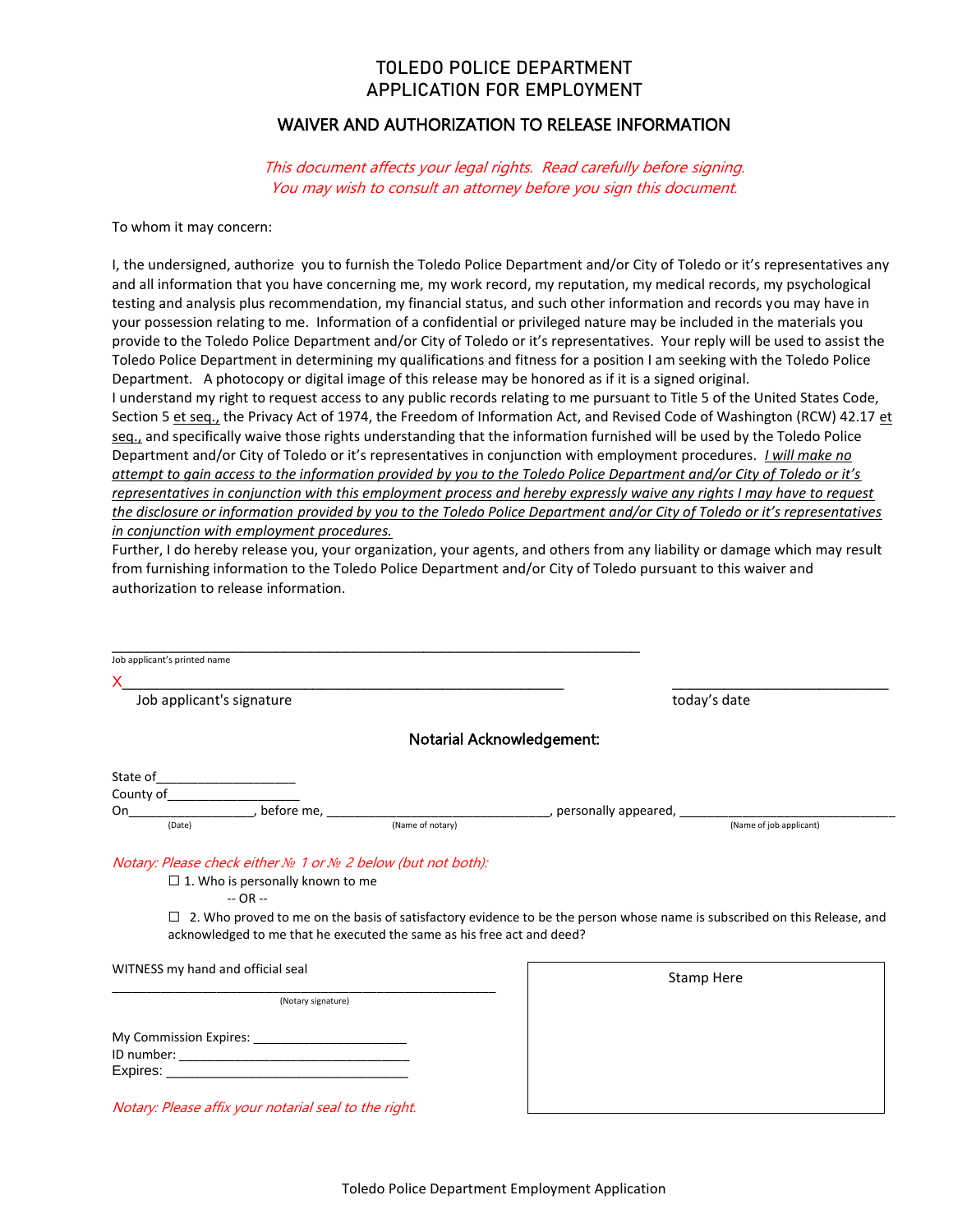# TOLEDO POLICE DEPARTMENT
# APPLICATION FOR EMPLOYMENT

## WAIVER AND AUTHORIZATION TO RELEASE INFORMATION

*This document affects your legal rights. Read carefully before signing.*
*You may wish to consult an attorney before you sign this document.*

To whom it may concern:

I, the undersigned, authorize you to furnish the Toledo Police Department and/or City of Toledo or it's representatives any and all information that you have concerning me, my work record, my reputation, my medical records, my psychological testing and analysis plus recommendation, my financial status, and such other information and records you may have in your possession relating to me. Information of a confidential or privileged nature may be included in the materials you provide to the Toledo Police Department and/or City of Toledo or it's representatives. Your reply will be used to assist the Toledo Police Department in determining my qualifications and fitness for a position I am seeking with the Toledo Police Department. A photocopy or digital image of this release may be honored as if it is a signed original.
I understand my right to request access to any public records relating to me pursuant to Title 5 of the United States Code, Section 5 et seq., the Privacy Act of 1974, the Freedom of Information Act, and Revised Code of Washington (RCW) 42.17 et seq., and specifically waive those rights understanding that the information furnished will be used by the Toledo Police Department and/or City of Toledo or it's representatives in conjunction with employment procedures. *I will make no attempt to gain access to the information provided by you to the Toledo Police Department and/or City of Toledo or it's representatives in conjunction with this employment process and hereby expressly waive any rights I may have to request the disclosure or information provided by you to the Toledo Police Department and/or City of Toledo or it's representatives in conjunction with employment procedures.*
Further, I do hereby release you, your organization, your agents, and others from any liability or damage which may result from furnishing information to the Toledo Police Department and/or City of Toledo pursuant to this waiver and authorization to release information.

\_\_\_\_\_\_\_\_\_\_\_\_\_\_\_\_\_\_\_\_\_\_\_\_\_\_\_\_\_\_\_\_\_\_\_\_\_\_\_\_
Job applicant's printed name

X\_\_\_\_\_\_\_\_\_\_\_\_\_\_\_\_\_\_\_\_\_\_\_\_\_\_\_\_\_\_\_\_\_\_\_\_\_ \_\_\_\_\_\_\_\_\_\_\_\_\_\_\_\_\_\_\_\_
Job applicant's signature today's date

### Notarial Acknowledgement:

State of\_\_\_\_\_\_\_\_\_\_\_\_\_\_\_\_\_\_\_
County of\_\_\_\_\_\_\_\_\_\_\_\_\_\_\_\_\_\_
On\_\_\_\_\_\_\_\_\_\_\_\_\_\_\_\_\_\_ (Date), before me, \_\_\_\_\_\_\_\_\_\_\_\_\_\_\_\_\_\_\_\_\_\_\_\_\_ (Name of notary), personally appeared, \_\_\_\_\_\_\_\_\_\_\_\_\_\_\_\_\_\_\_\_\_\_\_\_\_ (Name of job applicant)

*Notary: Please check either № 1 or № 2 below (but not both):*

☐ 1. Who is personally known to me
-- OR --
☐ 2. Who proved to me on the basis of satisfactory evidence to be the person whose name is subscribed on this Release, and acknowledged to me that he executed the same as his free act and deed?

WITNESS my hand and official seal

\_\_\_\_\_\_\_\_\_\_\_\_\_\_\_\_\_\_\_\_\_\_\_\_\_\_\_\_\_\_\_\_\_\_\_\_\_\_\_\_
(Notary signature)

My Commission Expires: \_\_\_\_\_\_\_\_\_\_\_\_\_\_\_\_\_\_\_\_\_
ID number: \_\_\_\_\_\_\_\_\_\_\_\_\_\_\_\_\_\_\_\_\_\_\_\_\_\_\_\_\_\_
Expires: \_\_\_\_\_\_\_\_\_\_\_\_\_\_\_\_\_\_\_\_\_\_\_\_\_\_\_\_\_\_\_\_

Stamp Here

*Notary: Please affix your notarial seal to the right.*